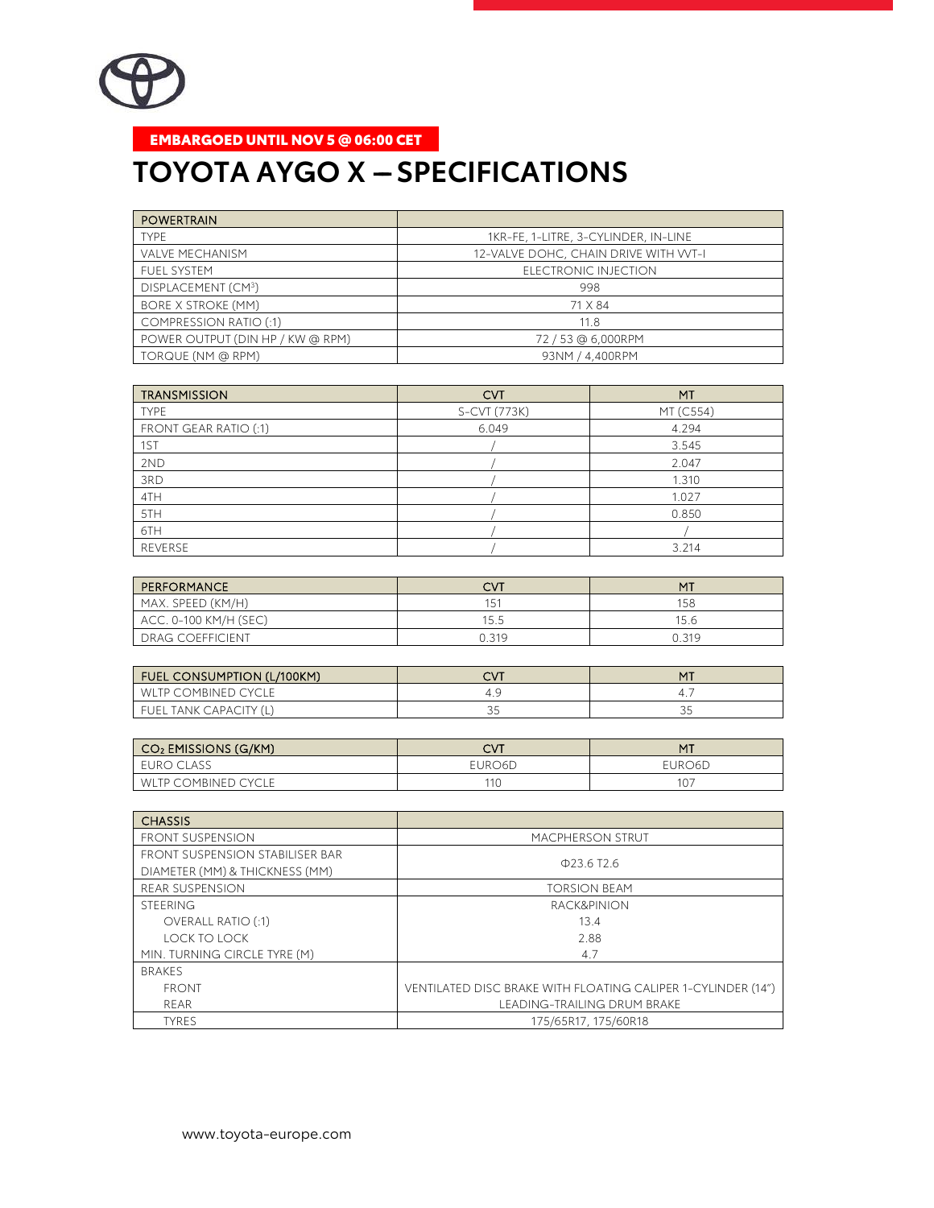**EMBARGOED UNTIL NOV 5 @ 06:00 CET**

# TOYOTA AYGO X – SPECIFICATIONS

| POWERTRAIN | |
|---|---|
| TYPE | 1KR-FE, 1-LITRE, 3-CYLINDER, IN-LINE |
| VALVE MECHANISM | 12-VALVE DOHC, CHAIN DRIVE WITH VVT-I |
| FUEL SYSTEM | ELECTRONIC INJECTION |
| DISPLACEMENT ($CM^3$) | 998 |
| BORE X STROKE (MM) | 71 X 84 |
| COMPRESSION RATIO (:1) | 11.8 |
| POWER OUTPUT (DIN HP / KW @ RPM) | 72 / 53 @ 6,000RPM |
| TORQUE (NM @ RPM) | 93NM / 4,400RPM |

| TRANSMISSION | CVT | MT |
|---|---|---|
| TYPE | S-CVT (773K) | MT (C554) |
| FRONT GEAR RATIO (:1) | 6.049 | 4.294 |
| 1ST | / | 3.545 |
| 2ND | / | 2.047 |
| 3RD | / | 1.310 |
| 4TH | / | 1.027 |
| 5TH | / | 0.850 |
| 6TH | / | / |
| REVERSE | / | 3.214 |

| PERFORMANCE | CVT | MT |
|---|---|---|
| MAX. SPEED (KM/H) | 151 | 158 |
| ACC. 0-100 KM/H (SEC) | 15.5 | 15.6 |
| DRAG COEFFICIENT | 0.319 | 0.319 |

| FUEL CONSUMPTION (L/100KM) | CVT | MT |
|---|---|---|
| WLTP COMBINED CYCLE | 4.9 | 4.7 |
| FUEL TANK CAPACITY (L) | 35 | 35 |

| $CO_2$ EMISSIONS (G/KM) | CVT | MT |
|---|---|---|
| EURO CLASS | EURO6D | EURO6D |
| WLTP COMBINED CYCLE | 110 | 107 |

| CHASSIS | |
|---|---|
| FRONT SUSPENSION | MACPHERSON STRUT |
| FRONT SUSPENSION STABILISER BAR DIAMETER (MM) & THICKNESS (MM) | Φ23.6 T2.6 |
| REAR SUSPENSION | TORSION BEAM |
| STEERING | RACK&PINION |
| OVERALL RATIO (:1) | 13.4 |
| LOCK TO LOCK | 2.88 |
| MIN. TURNING CIRCLE TYRE (M) | 4.7 |
| BRAKES | |
| FRONT | VENTILATED DISC BRAKE WITH FLOATING CALIPER 1-CYLINDER (14") |
| REAR | LEADING-TRAILING DRUM BRAKE |
| TYRES | 175/65R17, 175/60R18 |

www.toyota-europe.com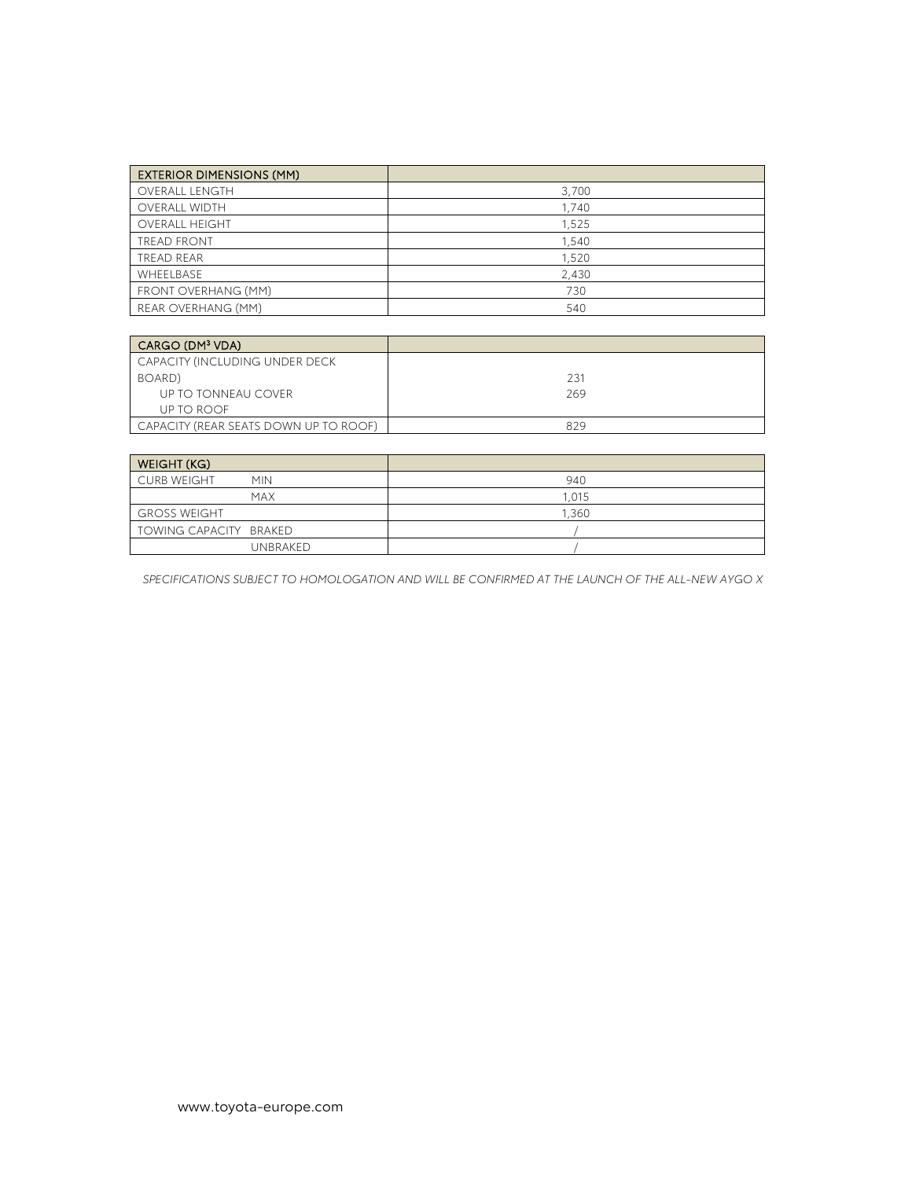| EXTERIOR DIMENSIONS (MM) | |
|---|---|
| OVERALL LENGTH | 3,700 |
| OVERALL WIDTH | 1,740 |
| OVERALL HEIGHT | 1,525 |
| TREAD FRONT | 1,540 |
| TREAD REAR | 1,520 |
| WHEELBASE | 2,430 |
| FRONT OVERHANG (MM) | 730 |
| REAR OVERHANG (MM) | 540 |

| CARGO (DM³ VDA) | |
|---|---|
| CAPACITY (INCLUDING UNDER DECK BOARD) | |
| UP TO TONNEAU COVER | 231 |
| UP TO ROOF | 269 |
| CAPACITY (REAR SEATS DOWN UP TO ROOF) | 829 |

| WEIGHT (KG) | |
|---|---|
| CURB WEIGHT MIN | 940 |
| MAX | 1,015 |
| GROSS WEIGHT | 1,360 |
| TOWING CAPACITY BRAKED | / |
| UNBRAKED | / |

*SPECIFICATIONS SUBJECT TO HOMOLOGATION AND WILL BE CONFIRMED AT THE LAUNCH OF THE ALL-NEW AYGO X*

www.toyota-europe.com